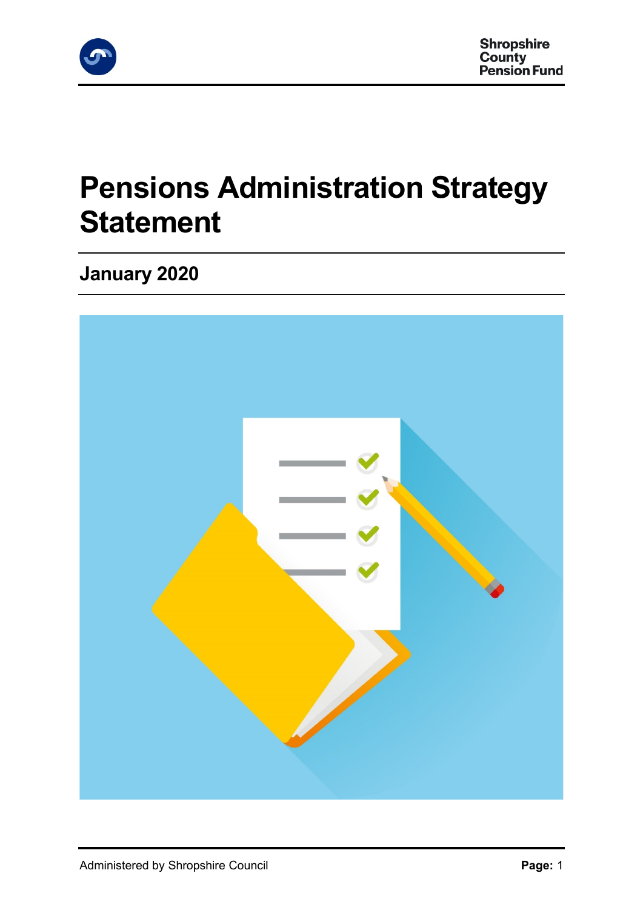Shropshire County Pension Fund

# Pensions Administration Strategy Statement

## January 2020

Administered by Shropshire Council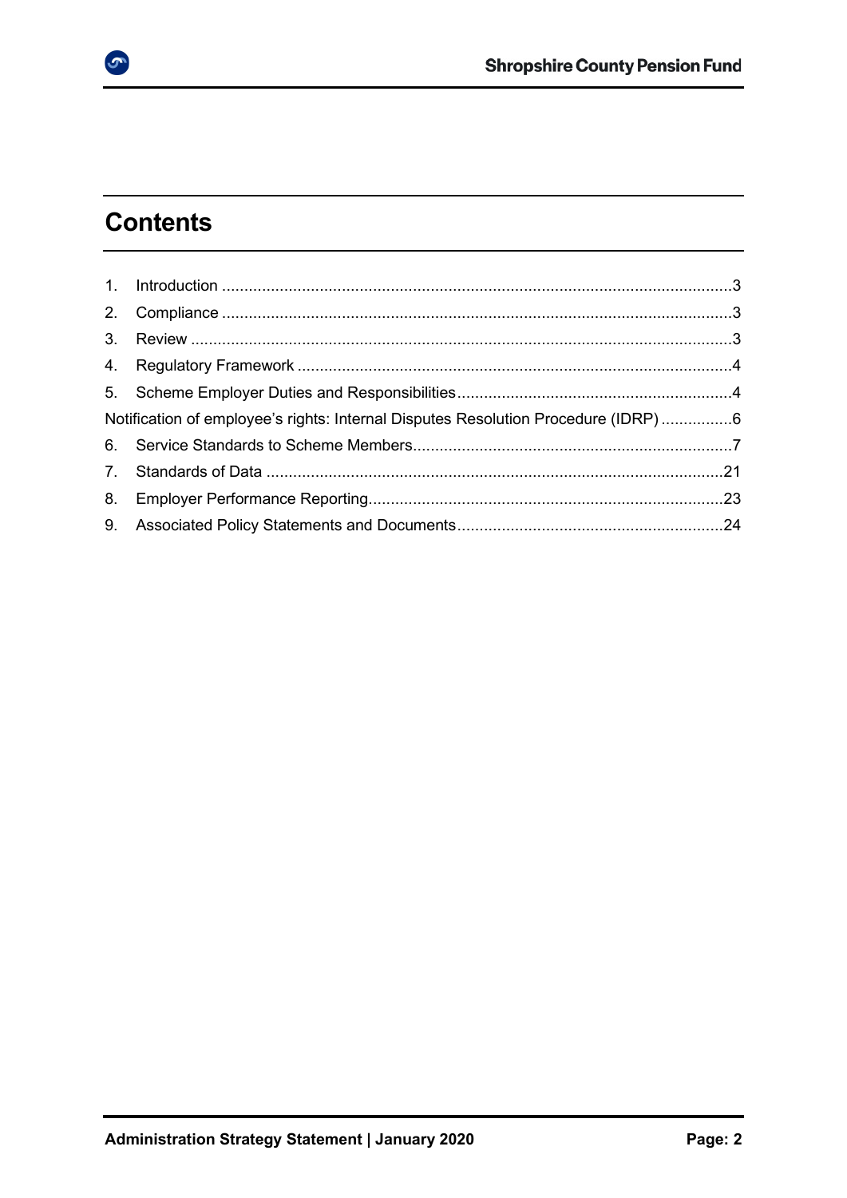# Contents

1. Introduction .................................................................................................................3
2. Compliance .................................................................................................................3
3. Review ........................................................................................................................3
4. Regulatory Framework ................................................................................................4
5. Scheme Employer Duties and Responsibilities.............................................................4

Notification of employee's rights: Internal Disputes Resolution Procedure (IDRP) ................6

6. Service Standards to Scheme Members.......................................................................7
7. Standards of Data .....................................................................................................21
8. Employer Performance Reporting...............................................................................23
9. Associated Policy Statements and Documents...........................................................24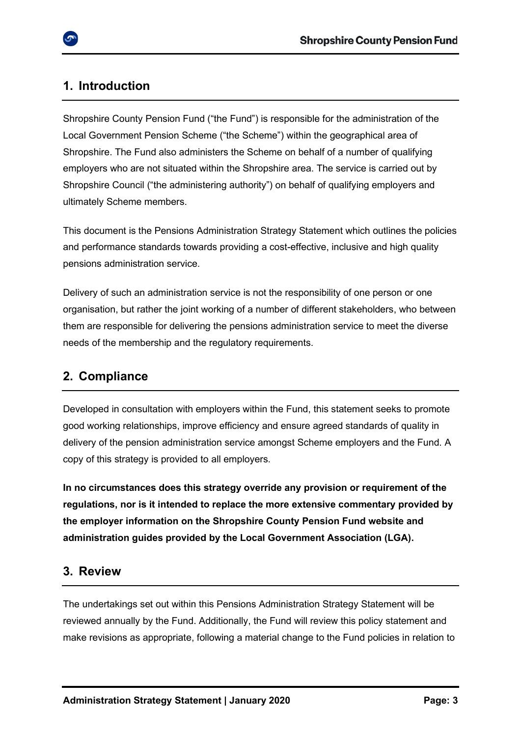## 1. Introduction

Shropshire County Pension Fund ("the Fund") is responsible for the administration of the Local Government Pension Scheme ("the Scheme") within the geographical area of Shropshire. The Fund also administers the Scheme on behalf of a number of qualifying employers who are not situated within the Shropshire area. The service is carried out by Shropshire Council ("the administering authority") on behalf of qualifying employers and ultimately Scheme members.

This document is the Pensions Administration Strategy Statement which outlines the policies and performance standards towards providing a cost-effective, inclusive and high quality pensions administration service.

Delivery of such an administration service is not the responsibility of one person or one organisation, but rather the joint working of a number of different stakeholders, who between them are responsible for delivering the pensions administration service to meet the diverse needs of the membership and the regulatory requirements.

## 2. Compliance

Developed in consultation with employers within the Fund, this statement seeks to promote good working relationships, improve efficiency and ensure agreed standards of quality in delivery of the pension administration service amongst Scheme employers and the Fund. A copy of this strategy is provided to all employers.

**In no circumstances does this strategy override any provision or requirement of the regulations, nor is it intended to replace the more extensive commentary provided by the employer information on the Shropshire County Pension Fund website and administration guides provided by the Local Government Association (LGA).**

## 3. Review

The undertakings set out within this Pensions Administration Strategy Statement will be reviewed annually by the Fund. Additionally, the Fund will review this policy statement and make revisions as appropriate, following a material change to the Fund policies in relation to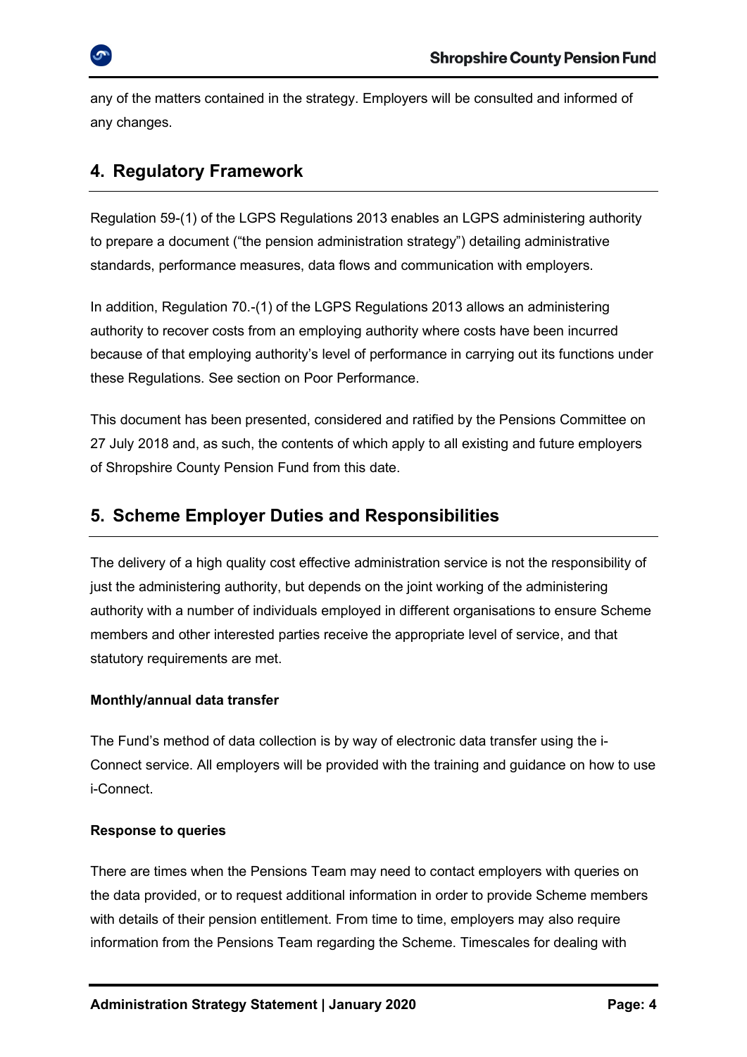any of the matters contained in the strategy. Employers will be consulted and informed of any changes.

## 4. Regulatory Framework

Regulation 59-(1) of the LGPS Regulations 2013 enables an LGPS administering authority to prepare a document ("the pension administration strategy") detailing administrative standards, performance measures, data flows and communication with employers.

In addition, Regulation 70.-(1) of the LGPS Regulations 2013 allows an administering authority to recover costs from an employing authority where costs have been incurred because of that employing authority's level of performance in carrying out its functions under these Regulations. See section on Poor Performance.

This document has been presented, considered and ratified by the Pensions Committee on 27 July 2018 and, as such, the contents of which apply to all existing and future employers of Shropshire County Pension Fund from this date.

## 5. Scheme Employer Duties and Responsibilities

The delivery of a high quality cost effective administration service is not the responsibility of just the administering authority, but depends on the joint working of the administering authority with a number of individuals employed in different organisations to ensure Scheme members and other interested parties receive the appropriate level of service, and that statutory requirements are met.

**Monthly/annual data transfer**

The Fund's method of data collection is by way of electronic data transfer using the i-Connect service. All employers will be provided with the training and guidance on how to use i-Connect.

**Response to queries**

There are times when the Pensions Team may need to contact employers with queries on the data provided, or to request additional information in order to provide Scheme members with details of their pension entitlement. From time to time, employers may also require information from the Pensions Team regarding the Scheme. Timescales for dealing with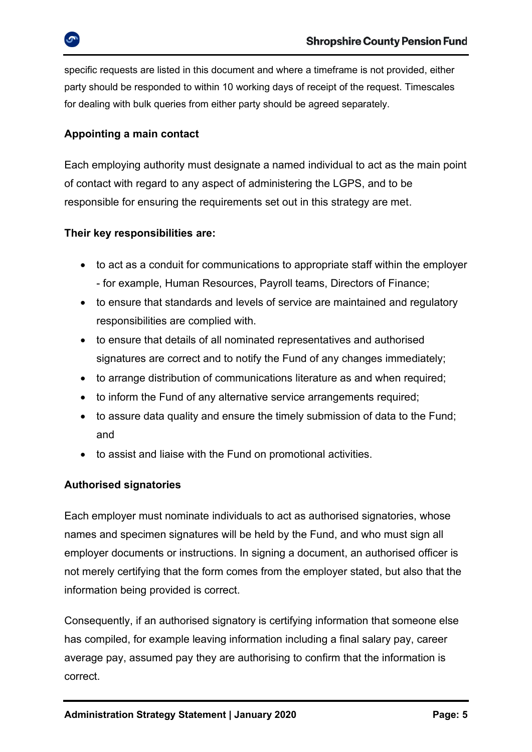specific requests are listed in this document and where a timeframe is not provided, either party should be responded to within 10 working days of receipt of the request. Timescales for dealing with bulk queries from either party should be agreed separately.

**Appointing a main contact**

Each employing authority must designate a named individual to act as the main point of contact with regard to any aspect of administering the LGPS, and to be responsible for ensuring the requirements set out in this strategy are met.

**Their key responsibilities are:**

- to act as a conduit for communications to appropriate staff within the employer - for example, Human Resources, Payroll teams, Directors of Finance;
- to ensure that standards and levels of service are maintained and regulatory responsibilities are complied with.
- to ensure that details of all nominated representatives and authorised signatures are correct and to notify the Fund of any changes immediately;
- to arrange distribution of communications literature as and when required;
- to inform the Fund of any alternative service arrangements required;
- to assure data quality and ensure the timely submission of data to the Fund; and
- to assist and liaise with the Fund on promotional activities.

**Authorised signatories**

Each employer must nominate individuals to act as authorised signatories, whose names and specimen signatures will be held by the Fund, and who must sign all employer documents or instructions. In signing a document, an authorised officer is not merely certifying that the form comes from the employer stated, but also that the information being provided is correct.

Consequently, if an authorised signatory is certifying information that someone else has compiled, for example leaving information including a final salary pay, career average pay, assumed pay they are authorising to confirm that the information is correct.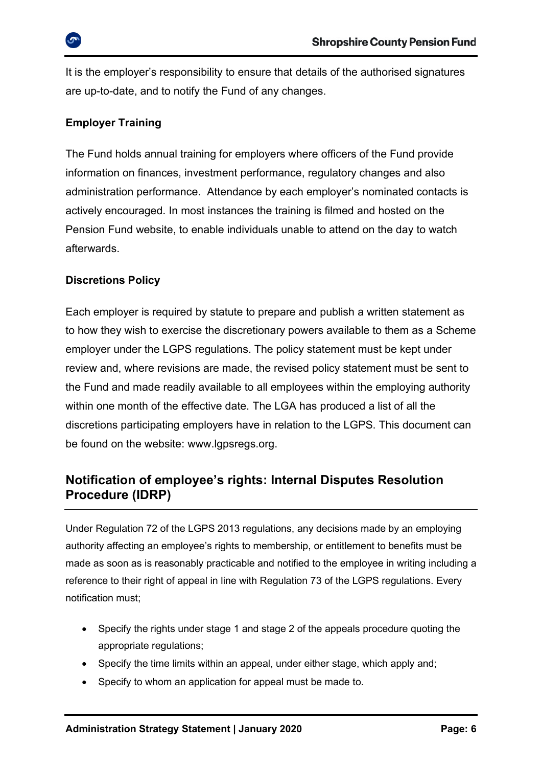It is the employer's responsibility to ensure that details of the authorised signatures are up-to-date, and to notify the Fund of any changes.

**Employer Training**

The Fund holds annual training for employers where officers of the Fund provide information on finances, investment performance, regulatory changes and also administration performance. Attendance by each employer's nominated contacts is actively encouraged. In most instances the training is filmed and hosted on the Pension Fund website, to enable individuals unable to attend on the day to watch afterwards.

**Discretions Policy**

Each employer is required by statute to prepare and publish a written statement as to how they wish to exercise the discretionary powers available to them as a Scheme employer under the LGPS regulations. The policy statement must be kept under review and, where revisions are made, the revised policy statement must be sent to the Fund and made readily available to all employees within the employing authority within one month of the effective date. The LGA has produced a list of all the discretions participating employers have in relation to the LGPS. This document can be found on the website: www.lgpsregs.org.

## Notification of employee's rights: Internal Disputes Resolution Procedure (IDRP)

Under Regulation 72 of the LGPS 2013 regulations, any decisions made by an employing authority affecting an employee's rights to membership, or entitlement to benefits must be made as soon as is reasonably practicable and notified to the employee in writing including a reference to their right of appeal in line with Regulation 73 of the LGPS regulations. Every notification must;

- Specify the rights under stage 1 and stage 2 of the appeals procedure quoting the appropriate regulations;
- Specify the time limits within an appeal, under either stage, which apply and;
- Specify to whom an application for appeal must be made to.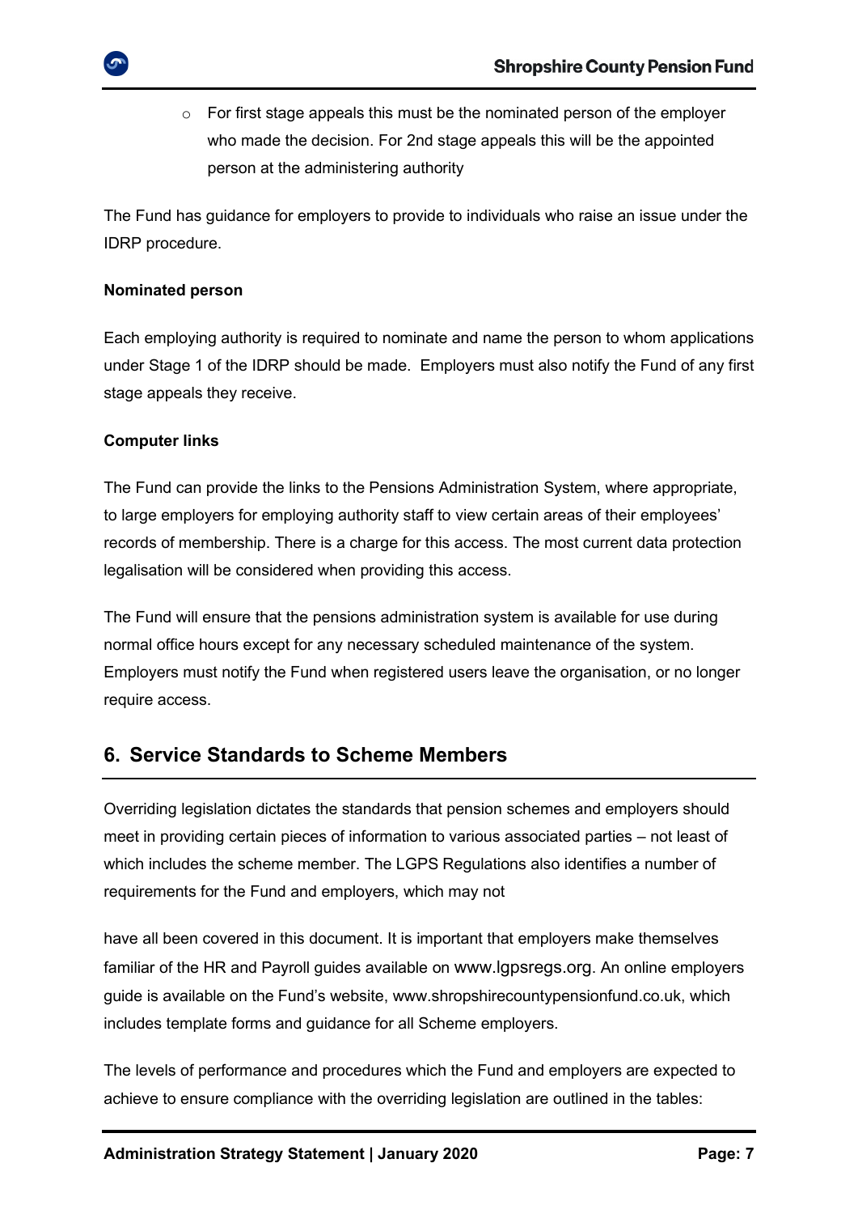- For first stage appeals this must be the nominated person of the employer who made the decision. For 2nd stage appeals this will be the appointed person at the administering authority

The Fund has guidance for employers to provide to individuals who raise an issue under the IDRP procedure.

**Nominated person**

Each employing authority is required to nominate and name the person to whom applications under Stage 1 of the IDRP should be made. Employers must also notify the Fund of any first stage appeals they receive.

**Computer links**

The Fund can provide the links to the Pensions Administration System, where appropriate, to large employers for employing authority staff to view certain areas of their employees' records of membership. There is a charge for this access. The most current data protection legalisation will be considered when providing this access.

The Fund will ensure that the pensions administration system is available for use during normal office hours except for any necessary scheduled maintenance of the system. Employers must notify the Fund when registered users leave the organisation, or no longer require access.

## 6. Service Standards to Scheme Members

Overriding legislation dictates the standards that pension schemes and employers should meet in providing certain pieces of information to various associated parties – not least of which includes the scheme member. The LGPS Regulations also identifies a number of requirements for the Fund and employers, which may not

have all been covered in this document. It is important that employers make themselves familiar of the HR and Payroll guides available on www.lgpsregs.org. An online employers guide is available on the Fund's website, www.shropshirecountypensionfund.co.uk, which includes template forms and guidance for all Scheme employers.

The levels of performance and procedures which the Fund and employers are expected to achieve to ensure compliance with the overriding legislation are outlined in the tables: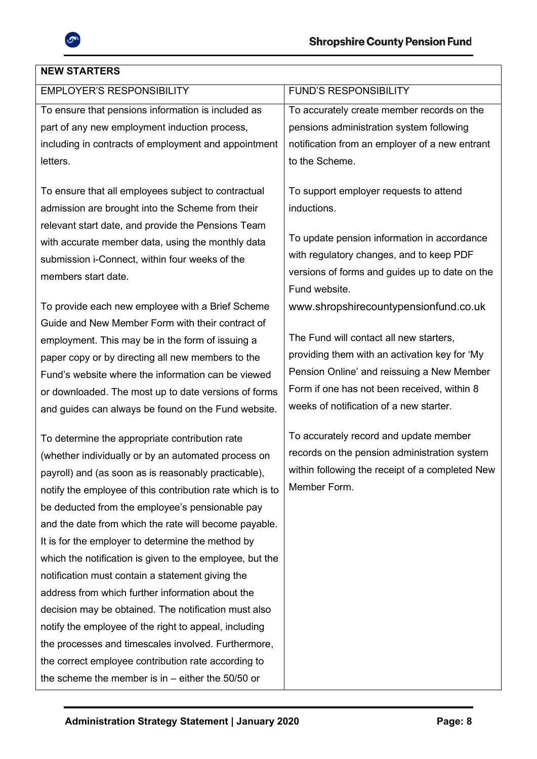| NEW STARTERS | |
|---|---|
| EMPLOYER'S RESPONSIBILITY | FUND'S RESPONSIBILITY |
| To ensure that pensions information is included as part of any new employment induction process, including in contracts of employment and appointment letters.<br><br>To ensure that all employees subject to contractual admission are brought into the Scheme from their relevant start date, and provide the Pensions Team with accurate member data, using the monthly data submission i-Connect, within four weeks of the members start date.<br><br>To provide each new employee with a Brief Scheme Guide and New Member Form with their contract of employment. This may be in the form of issuing a paper copy or by directing all new members to the Fund's website where the information can be viewed or downloaded. The most up to date versions of forms and guides can always be found on the Fund website.<br><br>To determine the appropriate contribution rate (whether individually or by an automated process on payroll) and (as soon as is reasonably practicable), notify the employee of this contribution rate which is to be deducted from the employee's pensionable pay and the date from which the rate will become payable. It is for the employer to determine the method by which the notification is given to the employee, but the notification must contain a statement giving the address from which further information about the decision may be obtained. The notification must also notify the employee of the right to appeal, including the processes and timescales involved. Furthermore, the correct employee contribution rate according to the scheme the member is in – either the 50/50 or | To accurately create member records on the pensions administration system following notification from an employer of a new entrant to the Scheme.<br><br>To support employer requests to attend inductions.<br><br>To update pension information in accordance with regulatory changes, and to keep PDF versions of forms and guides up to date on the Fund website. www.shropshirecountypensionfund.co.uk<br><br>The Fund will contact all new starters, providing them with an activation key for 'My Pension Online' and reissuing a New Member Form if one has not been received, within 8 weeks of notification of a new starter.<br><br>To accurately record and update member records on the pension administration system within following the receipt of a completed New Member Form. |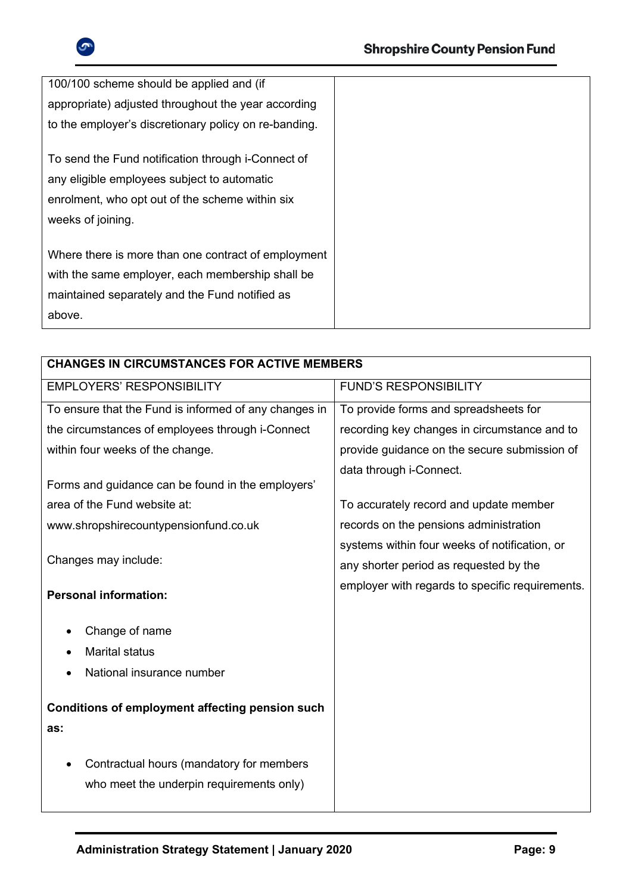| | |
|---|---|
| 100/100 scheme should be applied and (if appropriate) adjusted throughout the year according to the employer's discretionary policy on re-banding.<br><br>To send the Fund notification through i-Connect of any eligible employees subject to automatic enrolment, who opt out of the scheme within six weeks of joining.<br><br>Where there is more than one contract of employment with the same employer, each membership shall be maintained separately and the Fund notified as above. | |

| **CHANGES IN CIRCUMSTANCES FOR ACTIVE MEMBERS** | |
|---|---|
| EMPLOYERS' RESPONSIBILITY | FUND'S RESPONSIBILITY |
| To ensure that the Fund is informed of any changes in the circumstances of employees through i-Connect within four weeks of the change.<br><br>Forms and guidance can be found in the employers' area of the Fund website at: www.shropshirecountypensionfund.co.uk<br><br>Changes may include:<br><br>**Personal information:**<br><br>• Change of name<br>• Marital status<br>• National insurance number<br><br>**Conditions of employment affecting pension such as:**<br><br>• Contractual hours (mandatory for members who meet the underpin requirements only) | To provide forms and spreadsheets for recording key changes in circumstance and to provide guidance on the secure submission of data through i-Connect.<br><br>To accurately record and update member records on the pensions administration systems within four weeks of notification, or any shorter period as requested by the employer with regards to specific requirements. |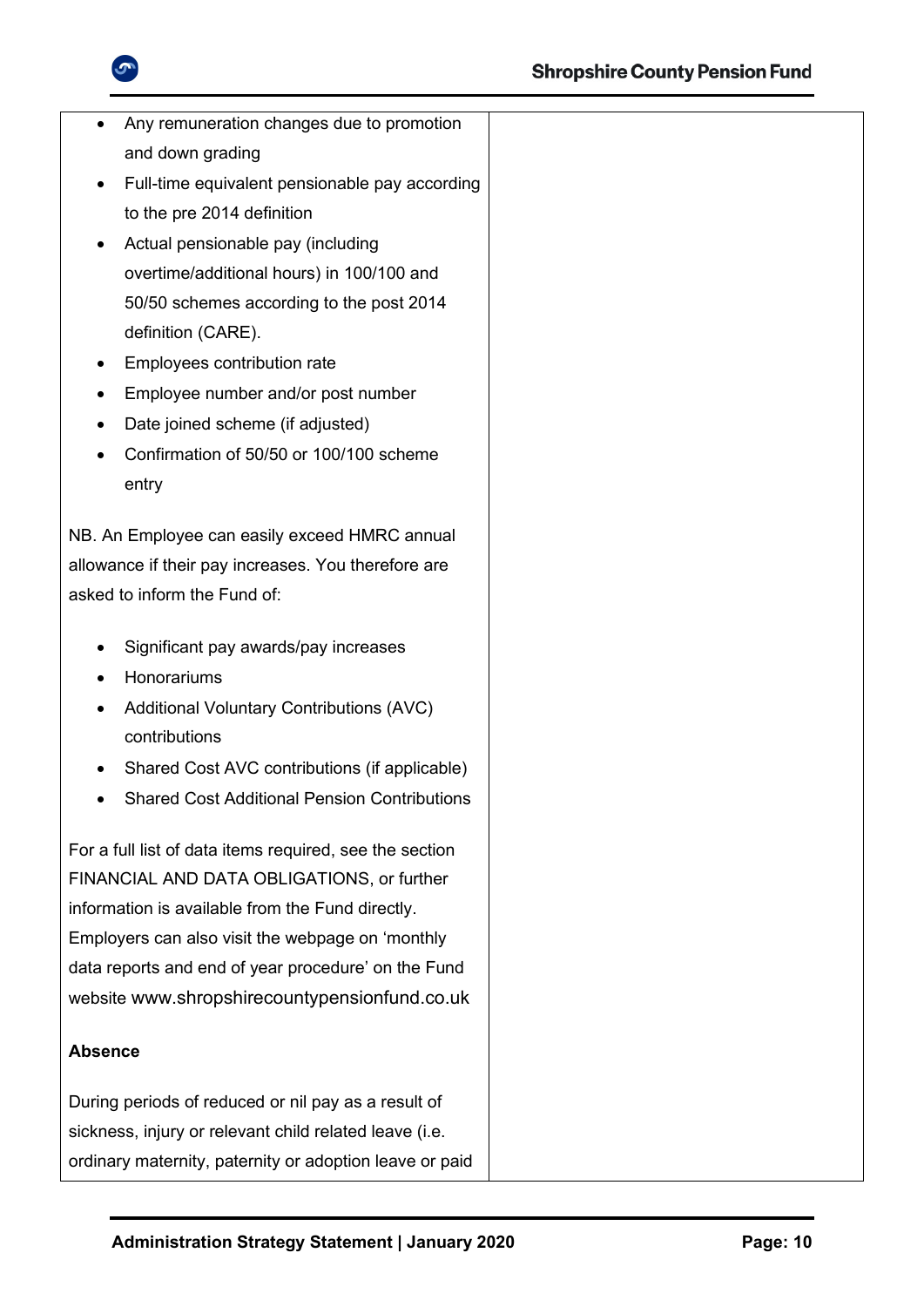| | |
|---|---|
| • Any remuneration changes due to promotion and down grading<br>• Full-time equivalent pensionable pay according to the pre 2014 definition<br>• Actual pensionable pay (including overtime/additional hours) in 100/100 and 50/50 schemes according to the post 2014 definition (CARE).<br>• Employees contribution rate<br>• Employee number and/or post number<br>• Date joined scheme (if adjusted)<br>• Confirmation of 50/50 or 100/100 scheme entry<br><br>NB. An Employee can easily exceed HMRC annual allowance if their pay increases. You therefore are asked to inform the Fund of:<br><br>• Significant pay awards/pay increases<br>• Honorariums<br>• Additional Voluntary Contributions (AVC) contributions<br>• Shared Cost AVC contributions (if applicable)<br>• Shared Cost Additional Pension Contributions<br><br>For a full list of data items required, see the section FINANCIAL AND DATA OBLIGATIONS, or further information is available from the Fund directly. Employers can also visit the webpage on 'monthly data reports and end of year procedure' on the Fund website www.shropshirecountypensionfund.co.uk<br><br>**Absence**<br><br>During periods of reduced or nil pay as a result of sickness, injury or relevant child related leave (i.e. ordinary maternity, paternity or adoption leave or paid | |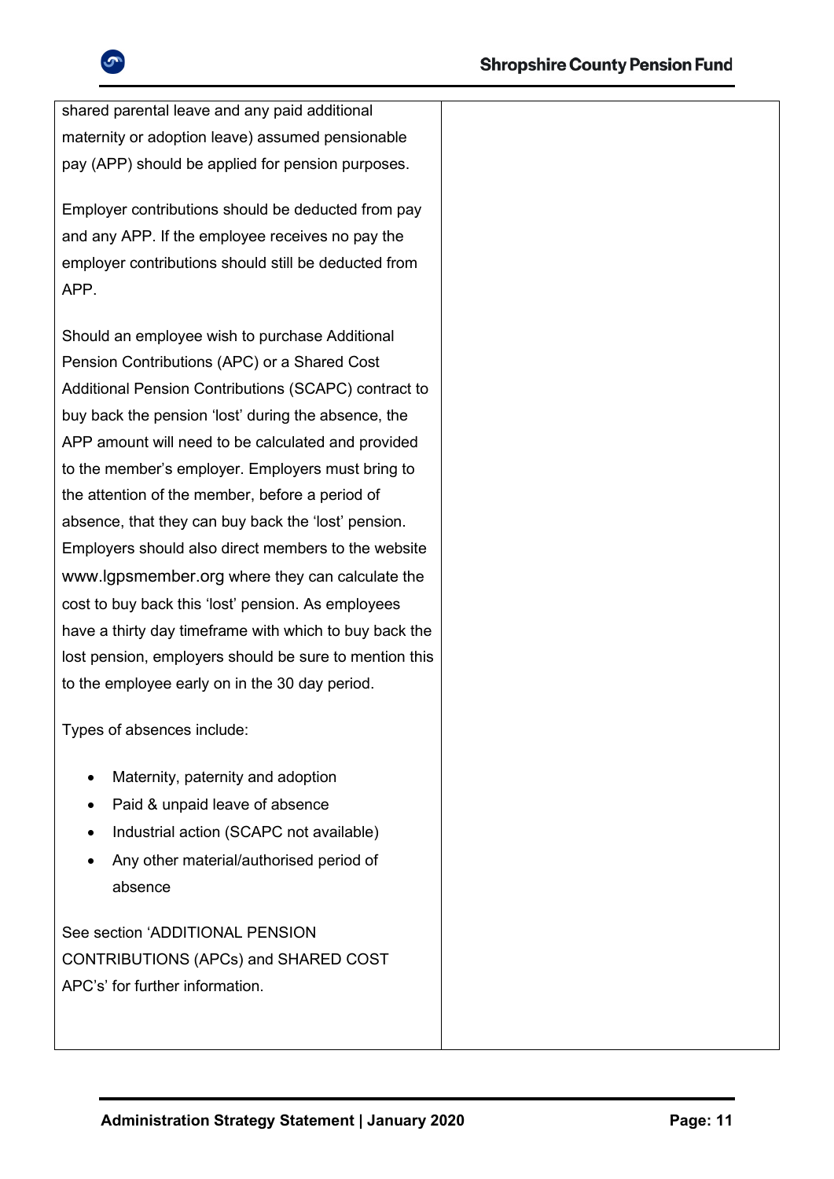| | |
|---|---|
| shared parental leave and any paid additional maternity or adoption leave) assumed pensionable pay (APP) should be applied for pension purposes.<br><br>Employer contributions should be deducted from pay and any APP. If the employee receives no pay the employer contributions should still be deducted from APP.<br><br>Should an employee wish to purchase Additional Pension Contributions (APC) or a Shared Cost Additional Pension Contributions (SCAPC) contract to buy back the pension 'lost' during the absence, the APP amount will need to be calculated and provided to the member's employer. Employers must bring to the attention of the member, before a period of absence, that they can buy back the 'lost' pension. Employers should also direct members to the website www.lgpsmember.org where they can calculate the cost to buy back this 'lost' pension. As employees have a thirty day timeframe with which to buy back the lost pension, employers should be sure to mention this to the employee early on in the 30 day period.<br><br>Types of absences include:<br><br>• Maternity, paternity and adoption<br>• Paid & unpaid leave of absence<br>• Industrial action (SCAPC not available)<br>• Any other material/authorised period of absence<br><br>See section 'ADDITIONAL PENSION CONTRIBUTIONS (APCs) and SHARED COST APC's' for further information. | |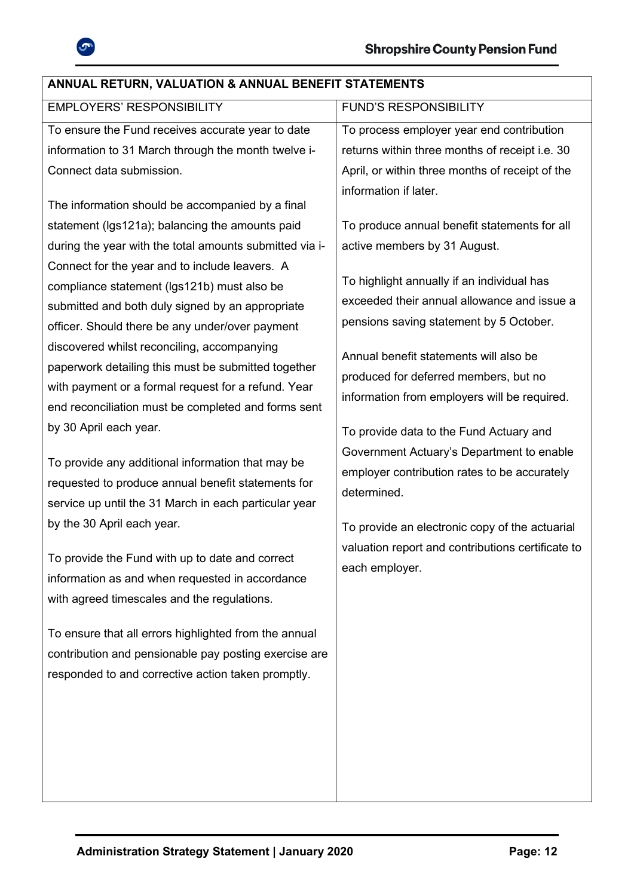| ANNUAL RETURN, VALUATION & ANNUAL BENEFIT STATEMENTS | |
|---|---|
| EMPLOYERS' RESPONSIBILITY | FUND'S RESPONSIBILITY |
| To ensure the Fund receives accurate year to date information to 31 March through the month twelve i-Connect data submission.<br><br>The information should be accompanied by a final statement (lgs121a); balancing the amounts paid during the year with the total amounts submitted via i-Connect for the year and to include leavers. A compliance statement (lgs121b) must also be submitted and both duly signed by an appropriate officer. Should there be any under/over payment discovered whilst reconciling, accompanying paperwork detailing this must be submitted together with payment or a formal request for a refund. Year end reconciliation must be completed and forms sent by 30 April each year.<br><br>To provide any additional information that may be requested to produce annual benefit statements for service up until the 31 March in each particular year by the 30 April each year.<br><br>To provide the Fund with up to date and correct information as and when requested in accordance with agreed timescales and the regulations.<br><br>To ensure that all errors highlighted from the annual contribution and pensionable pay posting exercise are responded to and corrective action taken promptly. | To process employer year end contribution returns within three months of receipt i.e. 30 April, or within three months of receipt of the information if later.<br><br>To produce annual benefit statements for all active members by 31 August.<br><br>To highlight annually if an individual has exceeded their annual allowance and issue a pensions saving statement by 5 October.<br><br>Annual benefit statements will also be produced for deferred members, but no information from employers will be required.<br><br>To provide data to the Fund Actuary and Government Actuary's Department to enable employer contribution rates to be accurately determined.<br><br>To provide an electronic copy of the actuarial valuation report and contributions certificate to each employer. |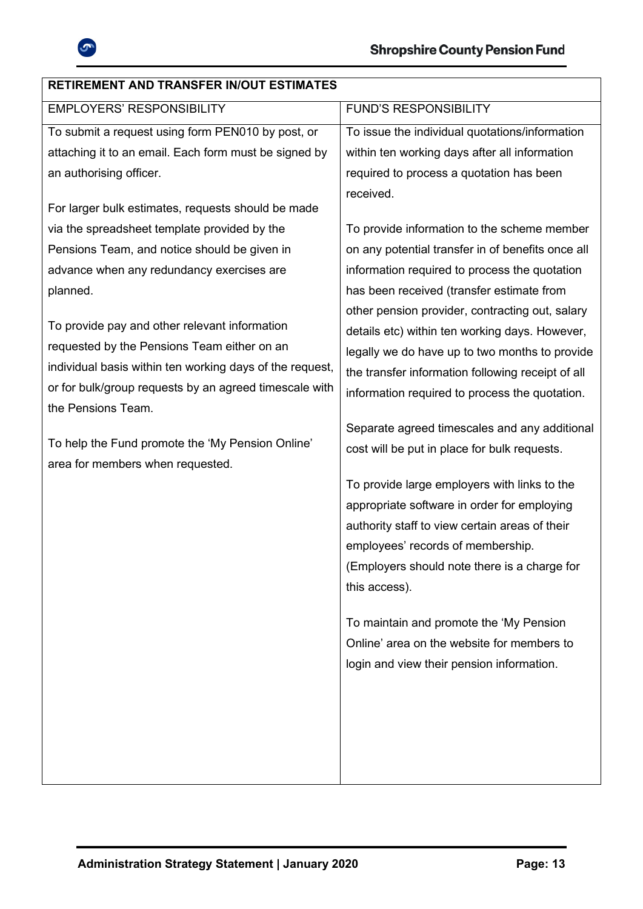| RETIREMENT AND TRANSFER IN/OUT ESTIMATES | |
|---|---|
| EMPLOYERS' RESPONSIBILITY | FUND'S RESPONSIBILITY |
| To submit a request using form PEN010 by post, or attaching it to an email. Each form must be signed by an authorising officer.<br><br>For larger bulk estimates, requests should be made via the spreadsheet template provided by the Pensions Team, and notice should be given in advance when any redundancy exercises are planned.<br><br>To provide pay and other relevant information requested by the Pensions Team either on an individual basis within ten working days of the request, or for bulk/group requests by an agreed timescale with the Pensions Team.<br><br>To help the Fund promote the 'My Pension Online' area for members when requested. | To issue the individual quotations/information within ten working days after all information required to process a quotation has been received.<br><br>To provide information to the scheme member on any potential transfer in of benefits once all information required to process the quotation has been received (transfer estimate from other pension provider, contracting out, salary details etc) within ten working days. However, legally we do have up to two months to provide the transfer information following receipt of all information required to process the quotation.<br><br>Separate agreed timescales and any additional cost will be put in place for bulk requests.<br><br>To provide large employers with links to the appropriate software in order for employing authority staff to view certain areas of their employees' records of membership. (Employers should note there is a charge for this access).<br><br>To maintain and promote the 'My Pension Online' area on the website for members to login and view their pension information. |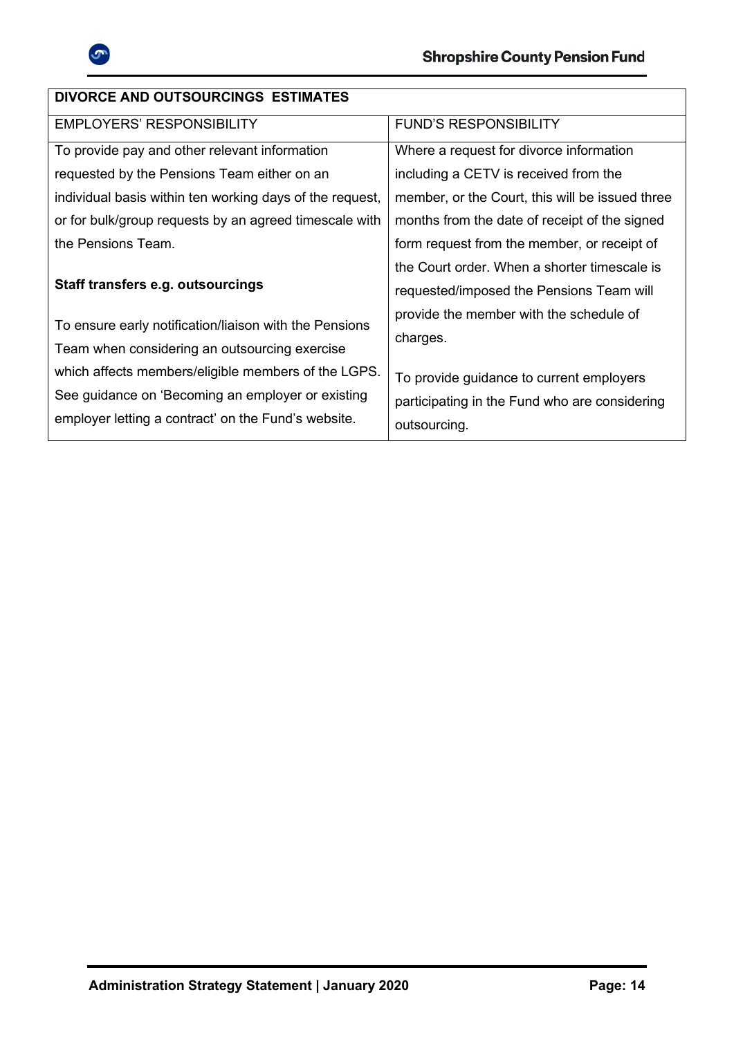| DIVORCE AND OUTSOURCINGS ESTIMATES | |
|---|---|
| EMPLOYERS' RESPONSIBILITY | FUND'S RESPONSIBILITY |
| To provide pay and other relevant information requested by the Pensions Team either on an individual basis within ten working days of the request, or for bulk/group requests by an agreed timescale with the Pensions Team.<br><br>**Staff transfers e.g. outsourcings**<br><br>To ensure early notification/liaison with the Pensions Team when considering an outsourcing exercise which affects members/eligible members of the LGPS. See guidance on 'Becoming an employer or existing employer letting a contract' on the Fund's website. | Where a request for divorce information including a CETV is received from the member, or the Court, this will be issued three months from the date of receipt of the signed form request from the member, or receipt of the Court order. When a shorter timescale is requested/imposed the Pensions Team will provide the member with the schedule of charges.<br><br>To provide guidance to current employers participating in the Fund who are considering outsourcing. |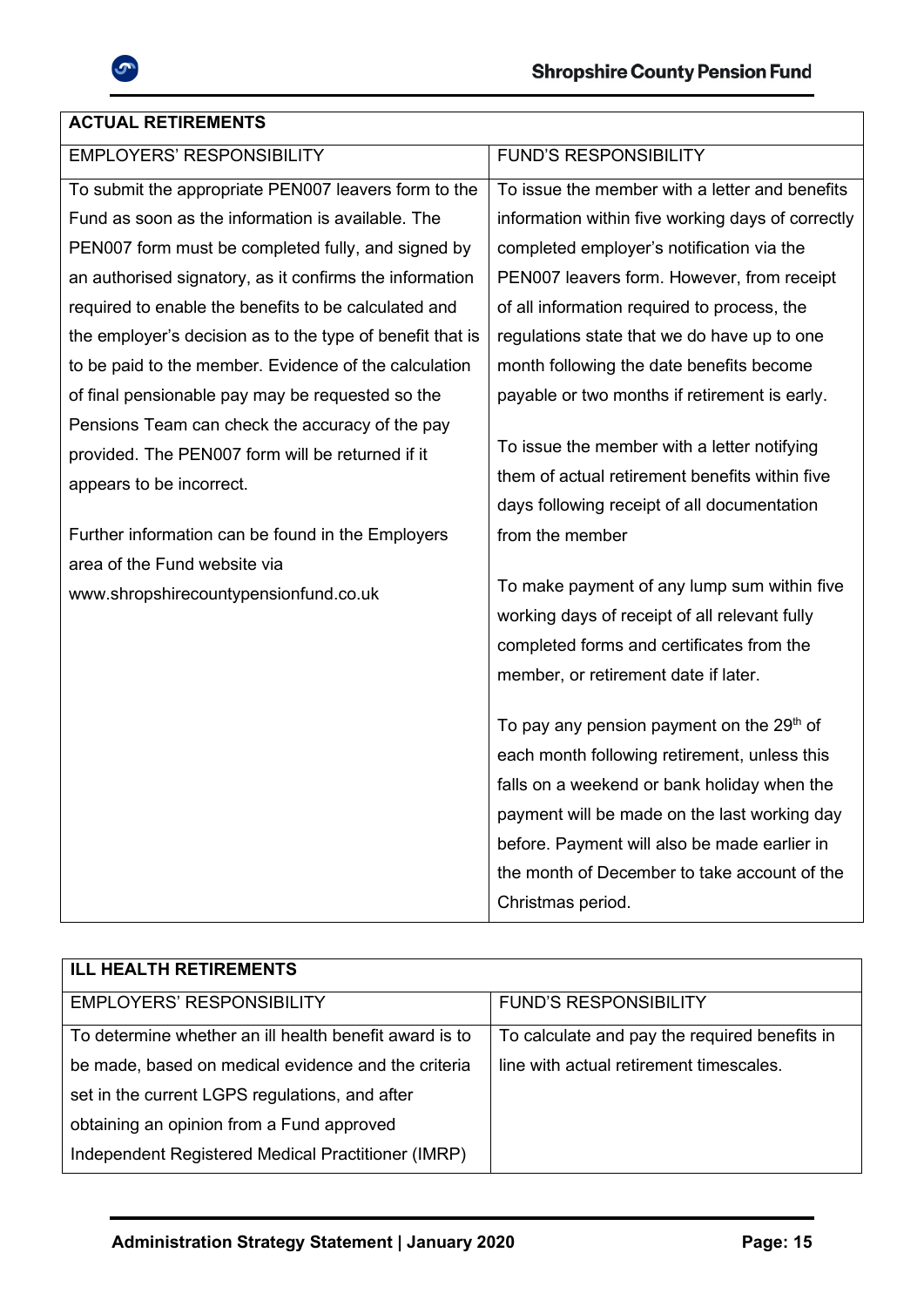| ACTUAL RETIREMENTS | |
|---|---|
| EMPLOYERS' RESPONSIBILITY | FUND'S RESPONSIBILITY |
| To submit the appropriate PEN007 leavers form to the Fund as soon as the information is available. The PEN007 form must be completed fully, and signed by an authorised signatory, as it confirms the information required to enable the benefits to be calculated and the employer's decision as to the type of benefit that is to be paid to the member. Evidence of the calculation of final pensionable pay may be requested so the Pensions Team can check the accuracy of the pay provided. The PEN007 form will be returned if it appears to be incorrect.<br><br>Further information can be found in the Employers area of the Fund website via www.shropshirecountypensionfund.co.uk | To issue the member with a letter and benefits information within five working days of correctly completed employer's notification via the PEN007 leavers form. However, from receipt of all information required to process, the regulations state that we do have up to one month following the date benefits become payable or two months if retirement is early.<br><br>To issue the member with a letter notifying them of actual retirement benefits within five days following receipt of all documentation from the member<br><br>To make payment of any lump sum within five working days of receipt of all relevant fully completed forms and certificates from the member, or retirement date if later.<br><br>To pay any pension payment on the 29th of each month following retirement, unless this falls on a weekend or bank holiday when the payment will be made on the last working day before. Payment will also be made earlier in the month of December to take account of the Christmas period. |

| ILL HEALTH RETIREMENTS | |
|---|---|
| EMPLOYERS' RESPONSIBILITY | FUND'S RESPONSIBILITY |
| To determine whether an ill health benefit award is to be made, based on medical evidence and the criteria set in the current LGPS regulations, and after obtaining an opinion from a Fund approved Independent Registered Medical Practitioner (IMRP) | To calculate and pay the required benefits in line with actual retirement timescales. |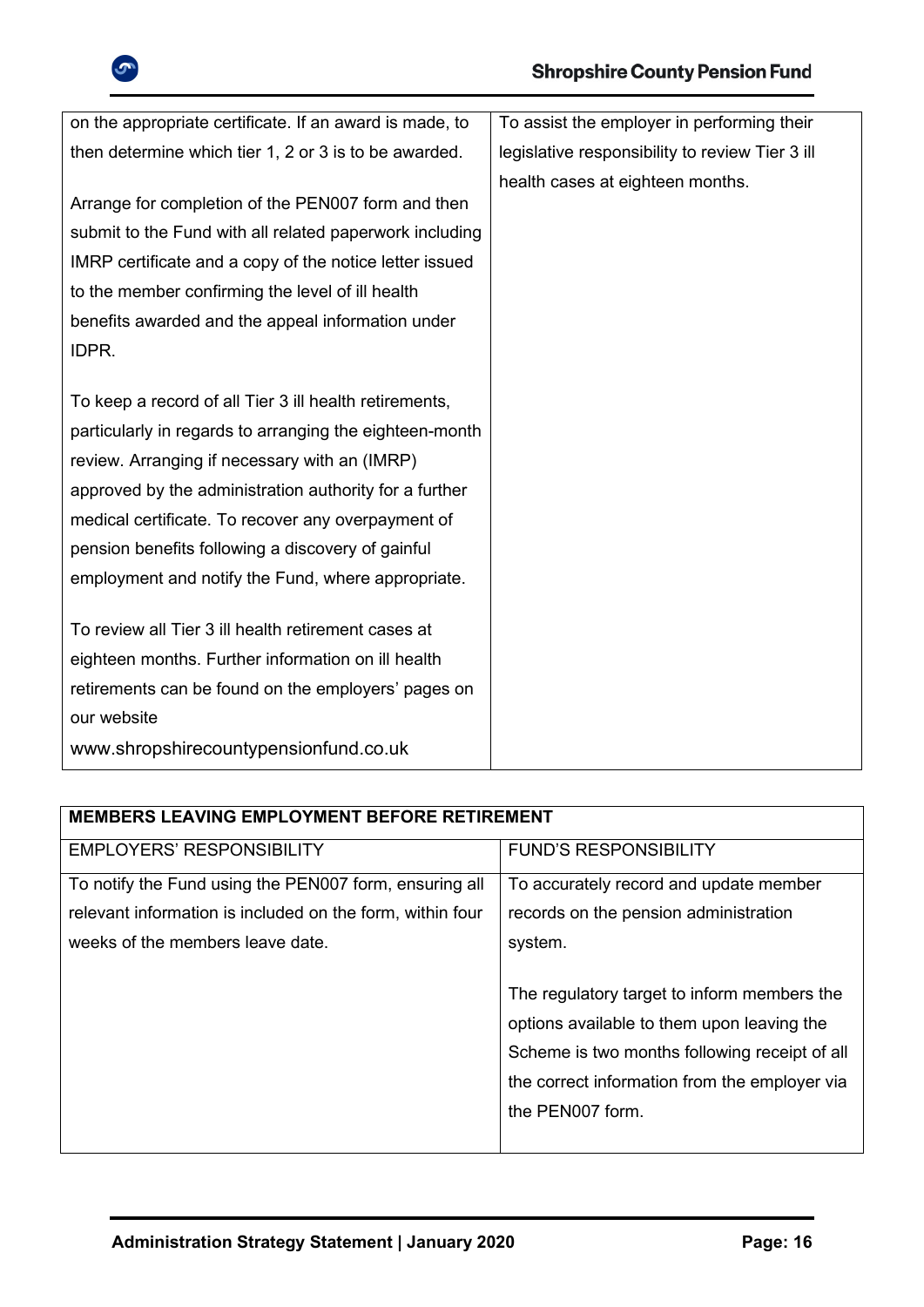| | |
|---|---|
| on the appropriate certificate. If an award is made, to then determine which tier 1, 2 or 3 is to be awarded.<br><br>Arrange for completion of the PEN007 form and then submit to the Fund with all related paperwork including IMRP certificate and a copy of the notice letter issued to the member confirming the level of ill health benefits awarded and the appeal information under IDPR.<br><br>To keep a record of all Tier 3 ill health retirements, particularly in regards to arranging the eighteen-month review. Arranging if necessary with an (IMRP) approved by the administration authority for a further medical certificate. To recover any overpayment of pension benefits following a discovery of gainful employment and notify the Fund, where appropriate.<br><br>To review all Tier 3 ill health retirement cases at eighteen months. Further information on ill health retirements can be found on the employers' pages on our website www.shropshirecountypensionfund.co.uk | To assist the employer in performing their legislative responsibility to review Tier 3 ill health cases at eighteen months. |

| **MEMBERS LEAVING EMPLOYMENT BEFORE RETIREMENT** | |
|---|---|
| EMPLOYERS' RESPONSIBILITY | FUND'S RESPONSIBILITY |
| To notify the Fund using the PEN007 form, ensuring all relevant information is included on the form, within four weeks of the members leave date. | To accurately record and update member records on the pension administration system.<br><br>The regulatory target to inform members the options available to them upon leaving the Scheme is two months following receipt of all the correct information from the employer via the PEN007 form. |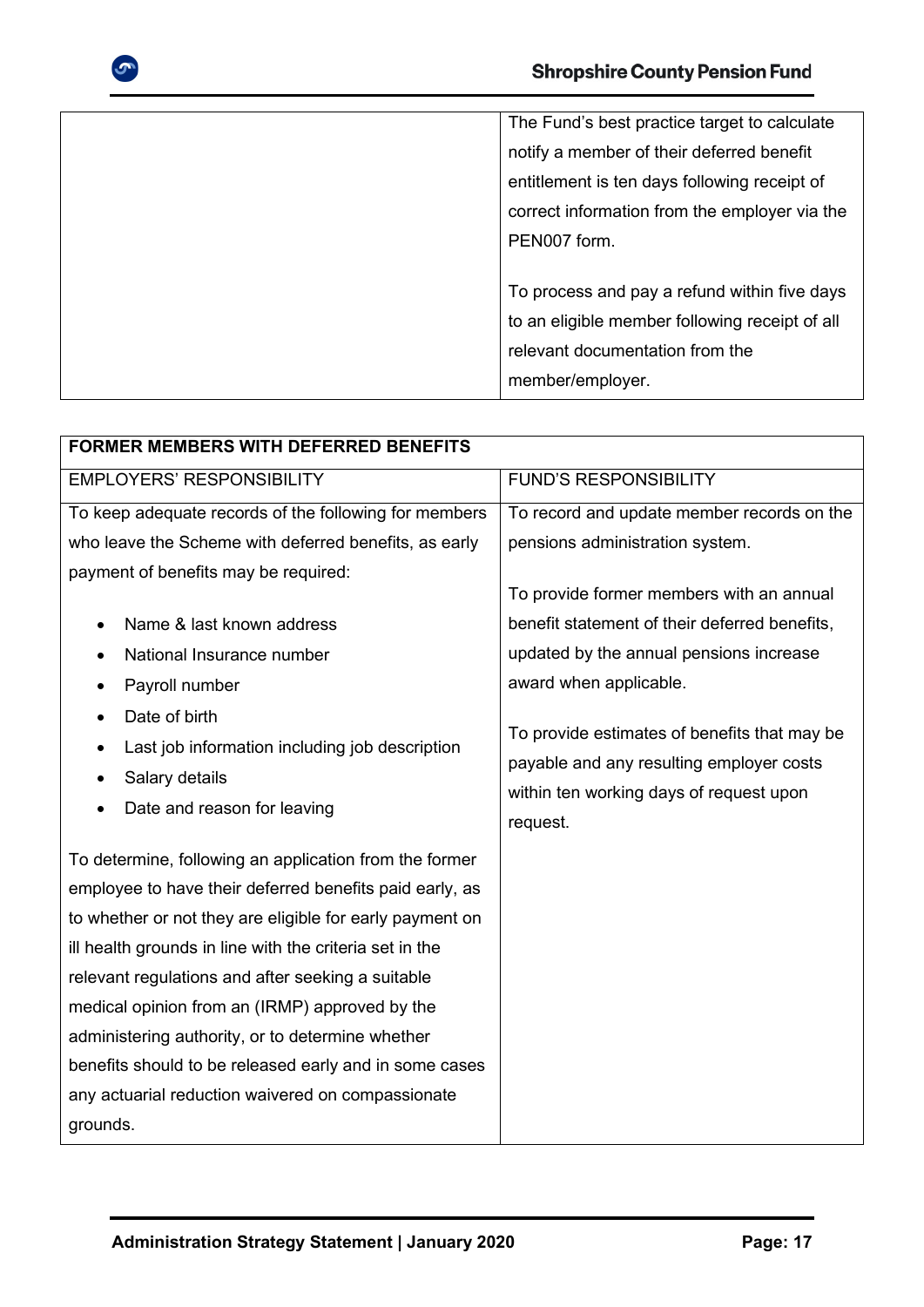| | |
|---|---|
| | The Fund's best practice target to calculate notify a member of their deferred benefit entitlement is ten days following receipt of correct information from the employer via the PEN007 form.<br><br>To process and pay a refund within five days to an eligible member following receipt of all relevant documentation from the member/employer. |

| FORMER MEMBERS WITH DEFERRED BENEFITS | |
|---|---|
| EMPLOYERS' RESPONSIBILITY | FUND'S RESPONSIBILITY |
| To keep adequate records of the following for members who leave the Scheme with deferred benefits, as early payment of benefits may be required:<br><br>• Name & last known address<br>• National Insurance number<br>• Payroll number<br>• Date of birth<br>• Last job information including job description<br>• Salary details<br>• Date and reason for leaving<br><br>To determine, following an application from the former employee to have their deferred benefits paid early, as to whether or not they are eligible for early payment on ill health grounds in line with the criteria set in the relevant regulations and after seeking a suitable medical opinion from an (IRMP) approved by the administering authority, or to determine whether benefits should to be released early and in some cases any actuarial reduction waivered on compassionate grounds. | To record and update member records on the pensions administration system.<br><br>To provide former members with an annual benefit statement of their deferred benefits, updated by the annual pensions increase award when applicable.<br><br>To provide estimates of benefits that may be payable and any resulting employer costs within ten working days of request upon request. |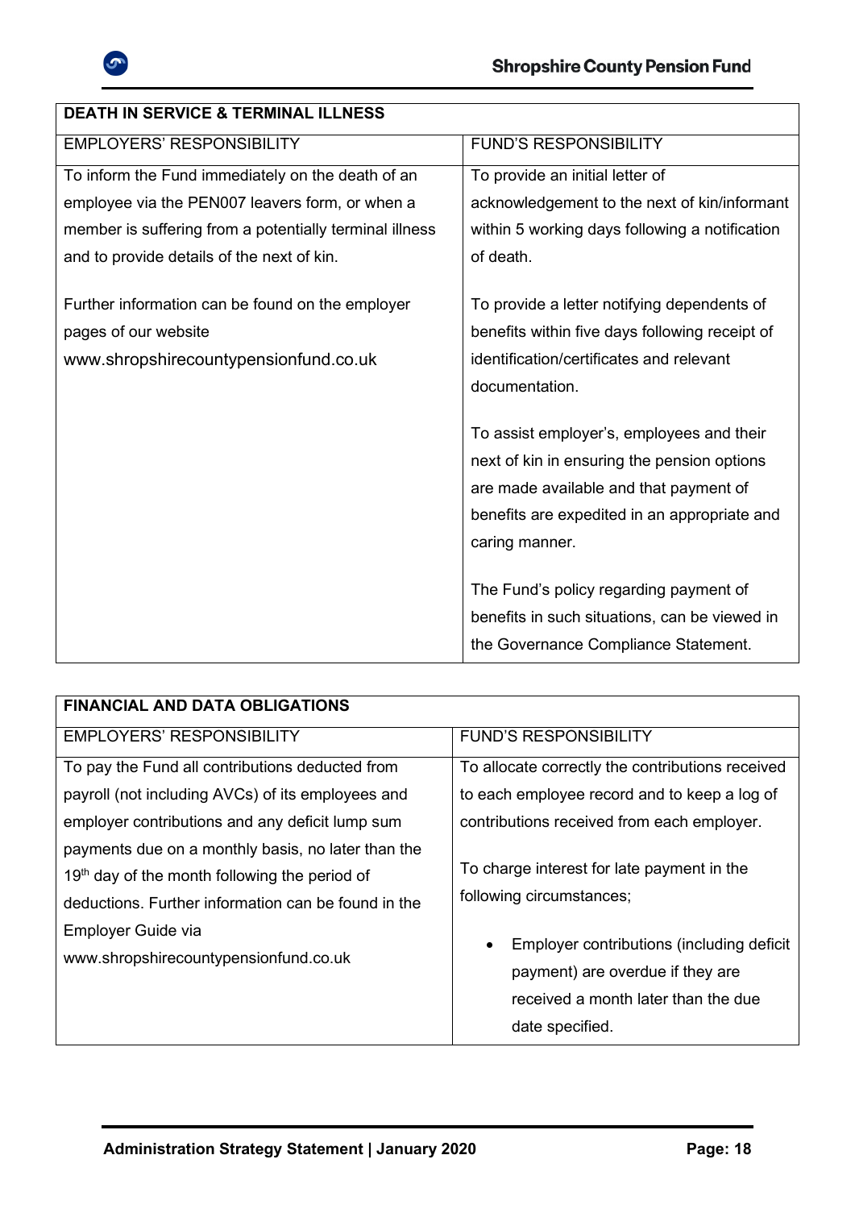| DEATH IN SERVICE & TERMINAL ILLNESS | |
|---|---|
| EMPLOYERS' RESPONSIBILITY | FUND'S RESPONSIBILITY |
| To inform the Fund immediately on the death of an employee via the PEN007 leavers form, or when a member is suffering from a potentially terminal illness and to provide details of the next of kin.<br><br>Further information can be found on the employer pages of our website www.shropshirecountypensionfund.co.uk | To provide an initial letter of acknowledgement to the next of kin/informant within 5 working days following a notification of death.<br><br>To provide a letter notifying dependents of benefits within five days following receipt of identification/certificates and relevant documentation.<br><br>To assist employer's, employees and their next of kin in ensuring the pension options are made available and that payment of benefits are expedited in an appropriate and caring manner.<br><br>The Fund's policy regarding payment of benefits in such situations, can be viewed in the Governance Compliance Statement. |

| FINANCIAL AND DATA OBLIGATIONS | |
|---|---|
| EMPLOYERS' RESPONSIBILITY | FUND'S RESPONSIBILITY |
| To pay the Fund all contributions deducted from payroll (not including AVCs) of its employees and employer contributions and any deficit lump sum payments due on a monthly basis, no later than the 19th day of the month following the period of deductions. Further information can be found in the Employer Guide via www.shropshirecountypensionfund.co.uk | To allocate correctly the contributions received to each employee record and to keep a log of contributions received from each employer.<br><br>To charge interest for late payment in the following circumstances;<br><br>• Employer contributions (including deficit payment) are overdue if they are received a month later than the due date specified. |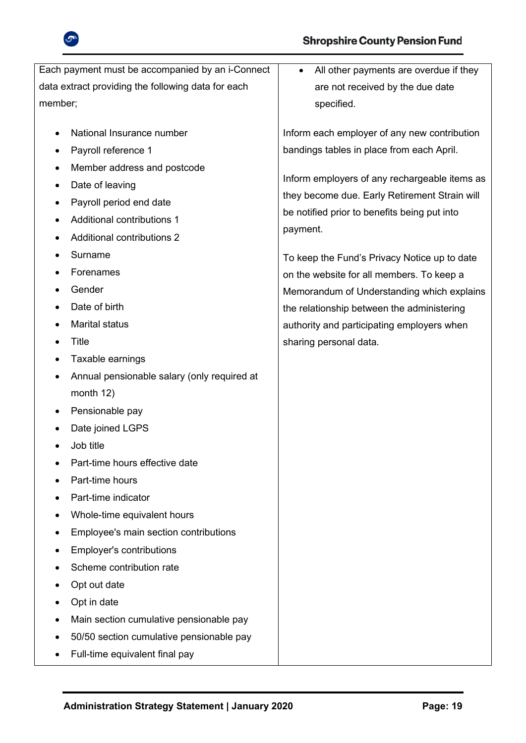| | |
|---|---|
| Each payment must be accompanied by an i-Connect data extract providing the following data for each member;<br><br>• National Insurance number<br>• Payroll reference 1<br>• Member address and postcode<br>• Date of leaving<br>• Payroll period end date<br>• Additional contributions 1<br>• Additional contributions 2<br>• Surname<br>• Forenames<br>• Gender<br>• Date of birth<br>• Marital status<br>• Title<br>• Taxable earnings<br>• Annual pensionable salary (only required at month 12)<br>• Pensionable pay<br>• Date joined LGPS<br>• Job title<br>• Part-time hours effective date<br>• Part-time hours<br>• Part-time indicator<br>• Whole-time equivalent hours<br>• Employee's main section contributions<br>• Employer's contributions<br>• Scheme contribution rate<br>• Opt out date<br>• Opt in date<br>• Main section cumulative pensionable pay<br>• 50/50 section cumulative pensionable pay<br>• Full-time equivalent final pay | • All other payments are overdue if they are not received by the due date specified.<br><br>Inform each employer of any new contribution bandings tables in place from each April.<br><br>Inform employers of any rechargeable items as they become due. Early Retirement Strain will be notified prior to benefits being put into payment.<br><br>To keep the Fund's Privacy Notice up to date on the website for all members. To keep a Memorandum of Understanding which explains the relationship between the administering authority and participating employers when sharing personal data. |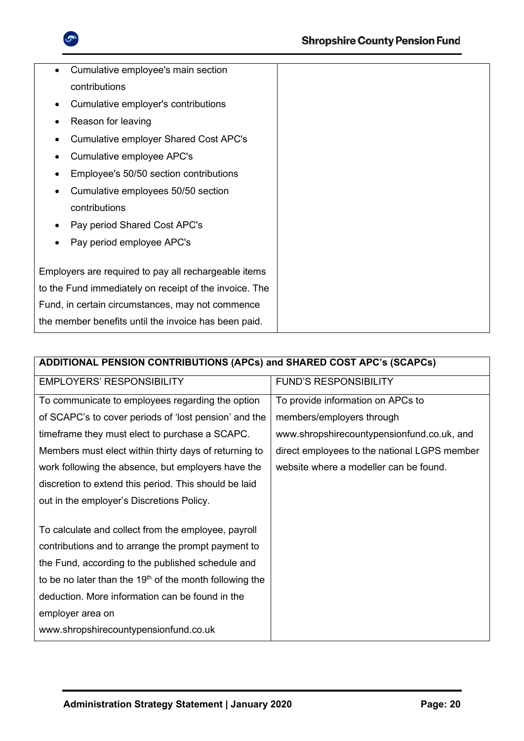| | |
|---|---|
| • Cumulative employee's main section contributions<br>• Cumulative employer's contributions<br>• Reason for leaving<br>• Cumulative employer Shared Cost APC's<br>• Cumulative employee APC's<br>• Employee's 50/50 section contributions<br>• Cumulative employees 50/50 section contributions<br>• Pay period Shared Cost APC's<br>• Pay period employee APC's<br><br>Employers are required to pay all rechargeable items to the Fund immediately on receipt of the invoice. The Fund, in certain circumstances, may not commence the member benefits until the invoice has been paid. | |

| **ADDITIONAL PENSION CONTRIBUTIONS (APCs) and SHARED COST APC's (SCAPCs)** | |
|---|---|
| EMPLOYERS' RESPONSIBILITY | FUND'S RESPONSIBILITY |
| To communicate to employees regarding the option of SCAPC's to cover periods of 'lost pension' and the timeframe they must elect to purchase a SCAPC. Members must elect within thirty days of returning to work following the absence, but employers have the discretion to extend this period. This should be laid out in the employer's Discretions Policy.<br><br>To calculate and collect from the employee, payroll contributions and to arrange the prompt payment to the Fund, according to the published schedule and to be no later than the 19th of the month following the deduction. More information can be found in the employer area on www.shropshirecountypensionfund.co.uk | To provide information on APCs to members/employers through www.shropshirecountypensionfund.co.uk, and direct employees to the national LGPS member website where a modeller can be found. |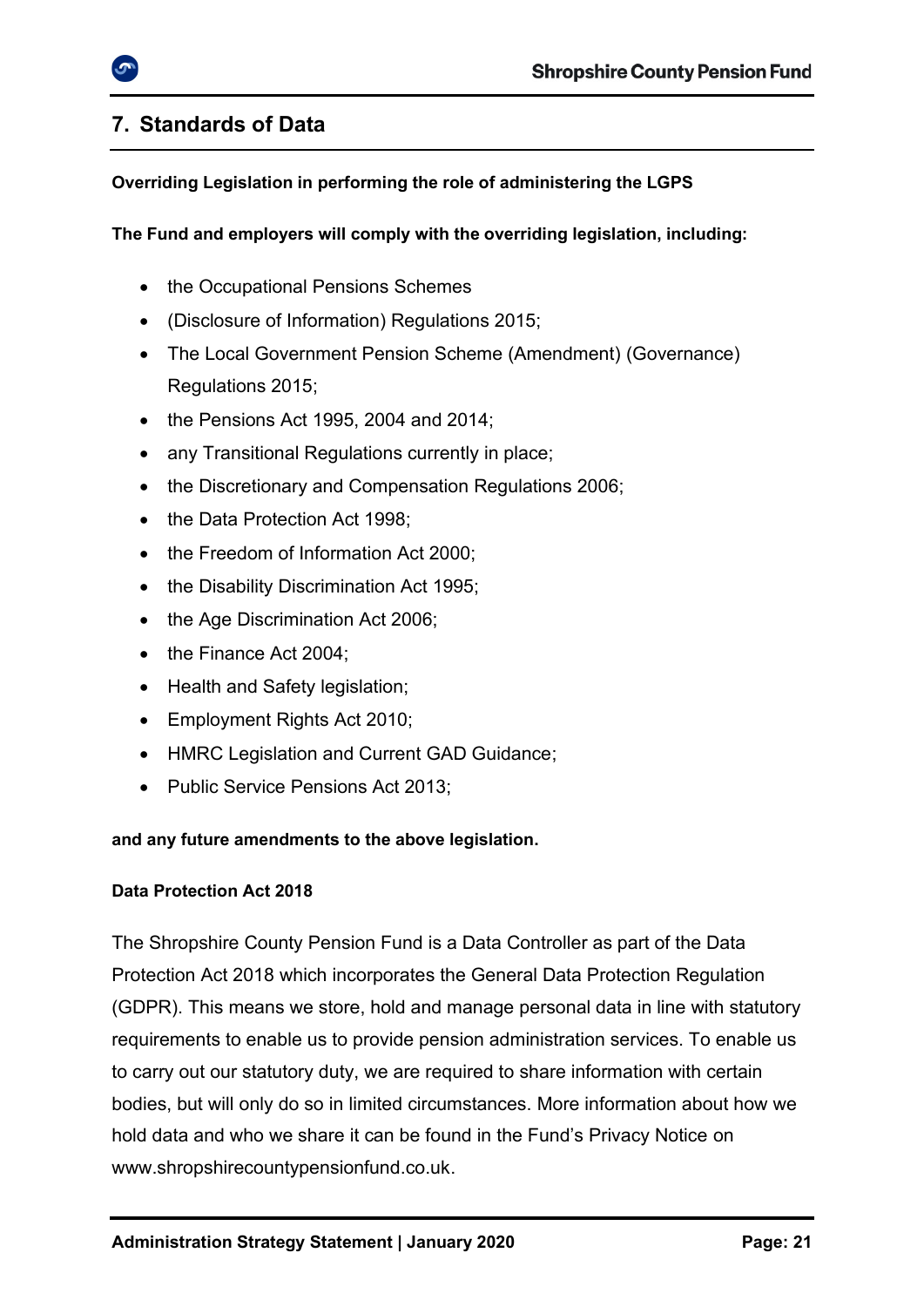## 7. Standards of Data

**Overriding Legislation in performing the role of administering the LGPS**

**The Fund and employers will comply with the overriding legislation, including:**

- the Occupational Pensions Schemes
- (Disclosure of Information) Regulations 2015;
- The Local Government Pension Scheme (Amendment) (Governance) Regulations 2015;
- the Pensions Act 1995, 2004 and 2014;
- any Transitional Regulations currently in place;
- the Discretionary and Compensation Regulations 2006;
- the Data Protection Act 1998;
- the Freedom of Information Act 2000;
- the Disability Discrimination Act 1995;
- the Age Discrimination Act 2006;
- the Finance Act 2004;
- Health and Safety legislation;
- Employment Rights Act 2010;
- HMRC Legislation and Current GAD Guidance;
- Public Service Pensions Act 2013;

**and any future amendments to the above legislation.**

**Data Protection Act 2018**

The Shropshire County Pension Fund is a Data Controller as part of the Data Protection Act 2018 which incorporates the General Data Protection Regulation (GDPR). This means we store, hold and manage personal data in line with statutory requirements to enable us to provide pension administration services. To enable us to carry out our statutory duty, we are required to share information with certain bodies, but will only do so in limited circumstances. More information about how we hold data and who we share it can be found in the Fund's Privacy Notice on www.shropshirecountypensionfund.co.uk.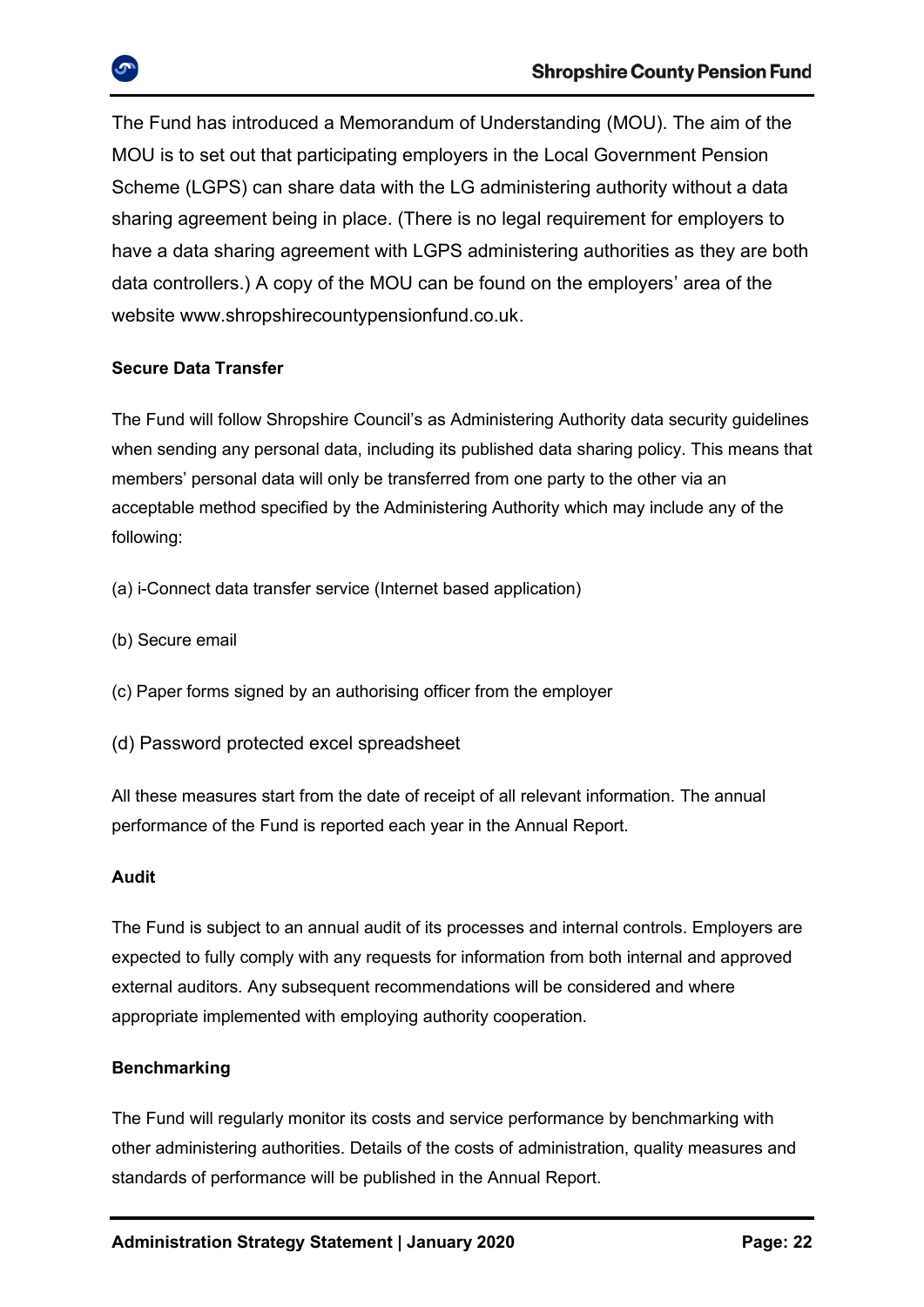The Fund has introduced a Memorandum of Understanding (MOU). The aim of the MOU is to set out that participating employers in the Local Government Pension Scheme (LGPS) can share data with the LG administering authority without a data sharing agreement being in place. (There is no legal requirement for employers to have a data sharing agreement with LGPS administering authorities as they are both data controllers.) A copy of the MOU can be found on the employers' area of the website www.shropshirecountypensionfund.co.uk.

**Secure Data Transfer**

The Fund will follow Shropshire Council's as Administering Authority data security guidelines when sending any personal data, including its published data sharing policy. This means that members' personal data will only be transferred from one party to the other via an acceptable method specified by the Administering Authority which may include any of the following:

(a) i-Connect data transfer service (Internet based application)

(b) Secure email

(c) Paper forms signed by an authorising officer from the employer

(d) Password protected excel spreadsheet

All these measures start from the date of receipt of all relevant information. The annual performance of the Fund is reported each year in the Annual Report.

**Audit**

The Fund is subject to an annual audit of its processes and internal controls. Employers are expected to fully comply with any requests for information from both internal and approved external auditors. Any subsequent recommendations will be considered and where appropriate implemented with employing authority cooperation.

**Benchmarking**

The Fund will regularly monitor its costs and service performance by benchmarking with other administering authorities. Details of the costs of administration, quality measures and standards of performance will be published in the Annual Report.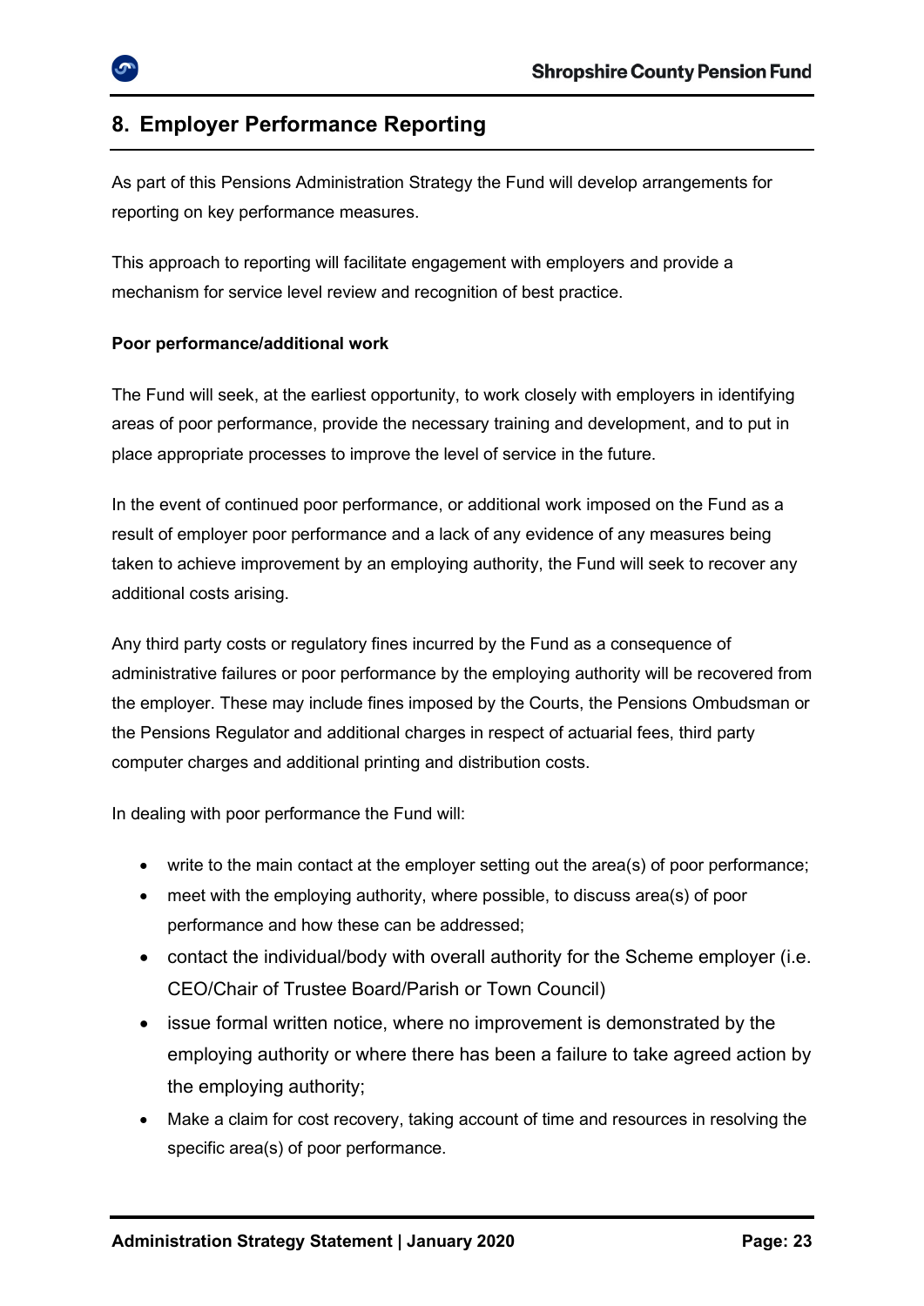## 8. Employer Performance Reporting

As part of this Pensions Administration Strategy the Fund will develop arrangements for reporting on key performance measures.

This approach to reporting will facilitate engagement with employers and provide a mechanism for service level review and recognition of best practice.

**Poor performance/additional work**

The Fund will seek, at the earliest opportunity, to work closely with employers in identifying areas of poor performance, provide the necessary training and development, and to put in place appropriate processes to improve the level of service in the future.

In the event of continued poor performance, or additional work imposed on the Fund as a result of employer poor performance and a lack of any evidence of any measures being taken to achieve improvement by an employing authority, the Fund will seek to recover any additional costs arising.

Any third party costs or regulatory fines incurred by the Fund as a consequence of administrative failures or poor performance by the employing authority will be recovered from the employer. These may include fines imposed by the Courts, the Pensions Ombudsman or the Pensions Regulator and additional charges in respect of actuarial fees, third party computer charges and additional printing and distribution costs.

In dealing with poor performance the Fund will:

- write to the main contact at the employer setting out the area(s) of poor performance;
- meet with the employing authority, where possible, to discuss area(s) of poor performance and how these can be addressed;
- contact the individual/body with overall authority for the Scheme employer (i.e. CEO/Chair of Trustee Board/Parish or Town Council)
- issue formal written notice, where no improvement is demonstrated by the employing authority or where there has been a failure to take agreed action by the employing authority;
- Make a claim for cost recovery, taking account of time and resources in resolving the specific area(s) of poor performance.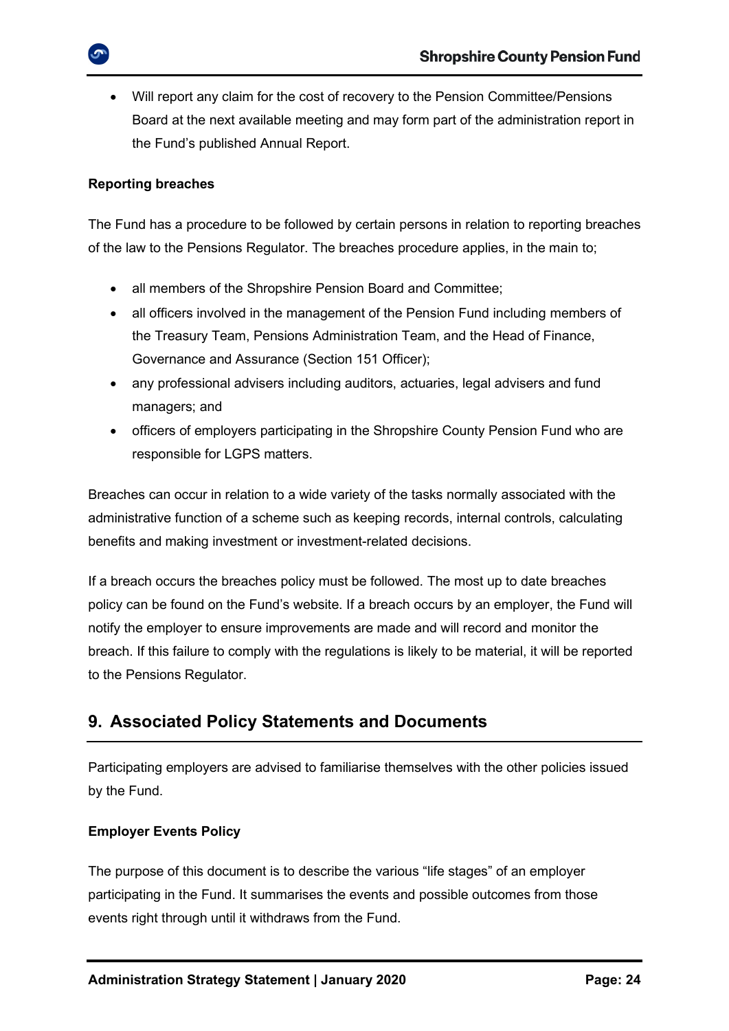- Will report any claim for the cost of recovery to the Pension Committee/Pensions Board at the next available meeting and may form part of the administration report in the Fund's published Annual Report.

**Reporting breaches**

The Fund has a procedure to be followed by certain persons in relation to reporting breaches of the law to the Pensions Regulator. The breaches procedure applies, in the main to;

- all members of the Shropshire Pension Board and Committee;
- all officers involved in the management of the Pension Fund including members of the Treasury Team, Pensions Administration Team, and the Head of Finance, Governance and Assurance (Section 151 Officer);
- any professional advisers including auditors, actuaries, legal advisers and fund managers; and
- officers of employers participating in the Shropshire County Pension Fund who are responsible for LGPS matters.

Breaches can occur in relation to a wide variety of the tasks normally associated with the administrative function of a scheme such as keeping records, internal controls, calculating benefits and making investment or investment-related decisions.

If a breach occurs the breaches policy must be followed. The most up to date breaches policy can be found on the Fund's website. If a breach occurs by an employer, the Fund will notify the employer to ensure improvements are made and will record and monitor the breach. If this failure to comply with the regulations is likely to be material, it will be reported to the Pensions Regulator.

## 9. Associated Policy Statements and Documents

Participating employers are advised to familiarise themselves with the other policies issued by the Fund.

**Employer Events Policy**

The purpose of this document is to describe the various "life stages" of an employer participating in the Fund. It summarises the events and possible outcomes from those events right through until it withdraws from the Fund.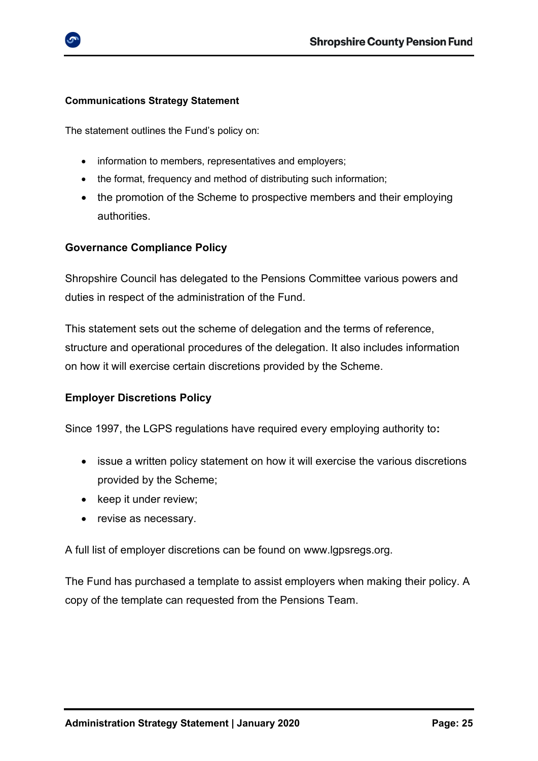### Communications Strategy Statement

The statement outlines the Fund's policy on:

- information to members, representatives and employers;
- the format, frequency and method of distributing such information;
- the promotion of the Scheme to prospective members and their employing authorities.

### Governance Compliance Policy

Shropshire Council has delegated to the Pensions Committee various powers and duties in respect of the administration of the Fund.

This statement sets out the scheme of delegation and the terms of reference, structure and operational procedures of the delegation. It also includes information on how it will exercise certain discretions provided by the Scheme.

### Employer Discretions Policy

Since 1997, the LGPS regulations have required every employing authority to**:**

- issue a written policy statement on how it will exercise the various discretions provided by the Scheme;
- keep it under review;
- revise as necessary.

A full list of employer discretions can be found on www.lgpsregs.org.

The Fund has purchased a template to assist employers when making their policy. A copy of the template can requested from the Pensions Team.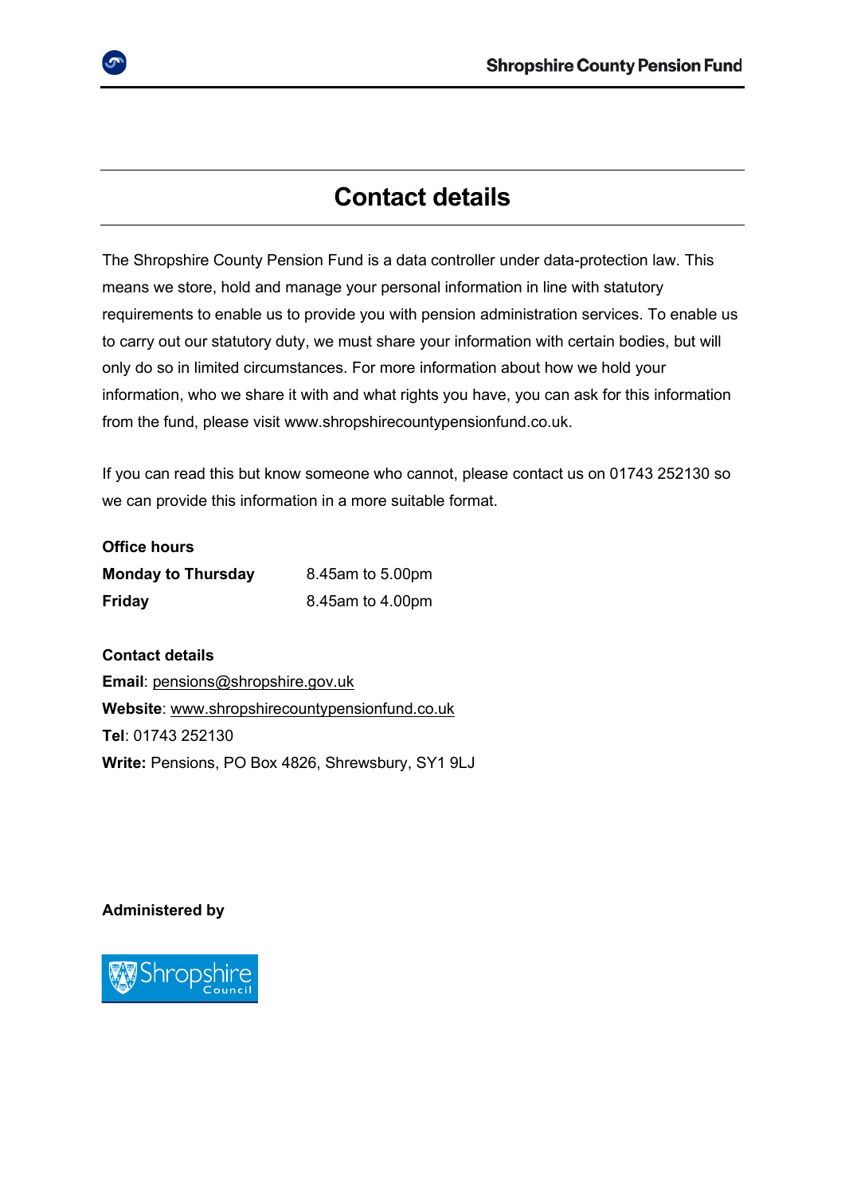# Contact details

The Shropshire County Pension Fund is a data controller under data-protection law. This means we store, hold and manage your personal information in line with statutory requirements to enable us to provide you with pension administration services. To enable us to carry out our statutory duty, we must share your information with certain bodies, but will only do so in limited circumstances. For more information about how we hold your information, who we share it with and what rights you have, you can ask for this information from the fund, please visit www.shropshirecountypensionfund.co.uk.

If you can read this but know someone who cannot, please contact us on 01743 252130 so we can provide this information in a more suitable format.

**Office hours**

| | |
|---|---|
| **Monday to Thursday** | 8.45am to 5.00pm |
| **Friday** | 8.45am to 4.00pm |

**Contact details**

**Email**: pensions@shropshire.gov.uk
**Website**: www.shropshirecountypensionfund.co.uk
**Tel**: 01743 252130
**Write:** Pensions, PO Box 4826, Shrewsbury, SY1 9LJ

**Administered by**

Shropshire Council